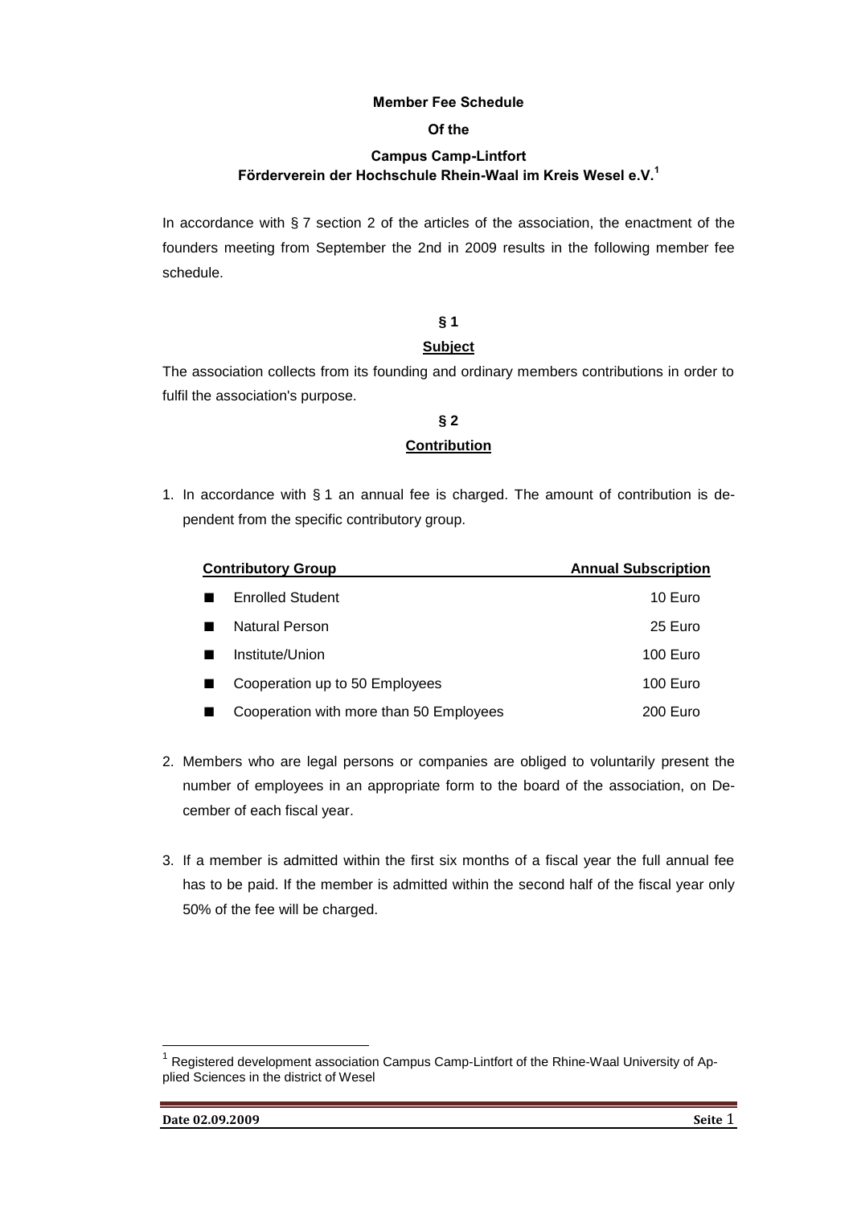**Member Fee Schedule**

**Of the**

**Campus Camp-Lintfort**
**Förderverein der Hochschule Rhein-Waal im Kreis Wesel e.V.[1]**

In accordance with § 7 section 2 of the articles of the association, the enactment of the founders meeting from September the 2nd in 2009 results in the following member fee schedule.

## § 1

## Subject

The association collects from its founding and ordinary members contributions in order to fulfil the association's purpose.

## § 2

## Contribution

1. In accordance with § 1 an annual fee is charged. The amount of contribution is dependent from the specific contributory group.

| Contributory Group | Annual Subscription |
|---|---|
| ■ Enrolled Student | 10 Euro |
| ■ Natural Person | 25 Euro |
| ■ Institute/Union | 100 Euro |
| ■ Cooperation up to 50 Employees | 100 Euro |
| ■ Cooperation with more than 50 Employees | 200 Euro |

2. Members who are legal persons or companies are obliged to voluntarily present the number of employees in an appropriate form to the board of the association, on December of each fiscal year.

3. If a member is admitted within the first six months of a fiscal year the full annual fee has to be paid. If the member is admitted within the second half of the fiscal year only 50% of the fee will be charged.

[1] Registered development association Campus Camp-Lintfort of the Rhine-Waal University of Applied Sciences in the district of Wesel

Date 02.09.2009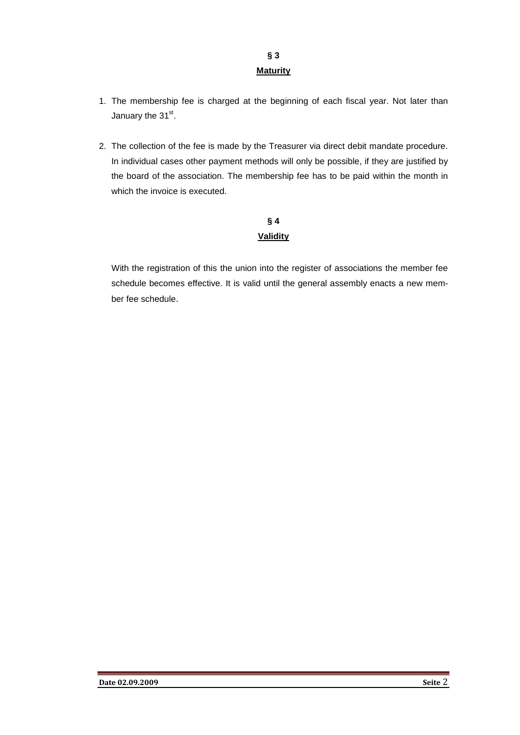## § 3
## Maturity

1. The membership fee is charged at the beginning of each fiscal year. Not later than January the 31st.

2. The collection of the fee is made by the Treasurer via direct debit mandate procedure. In individual cases other payment methods will only be possible, if they are justified by the board of the association. The membership fee has to be paid within the month in which the invoice is executed.

## § 4
## Validity

With the registration of this the union into the register of associations the member fee schedule becomes effective. It is valid until the general assembly enacts a new member fee schedule.